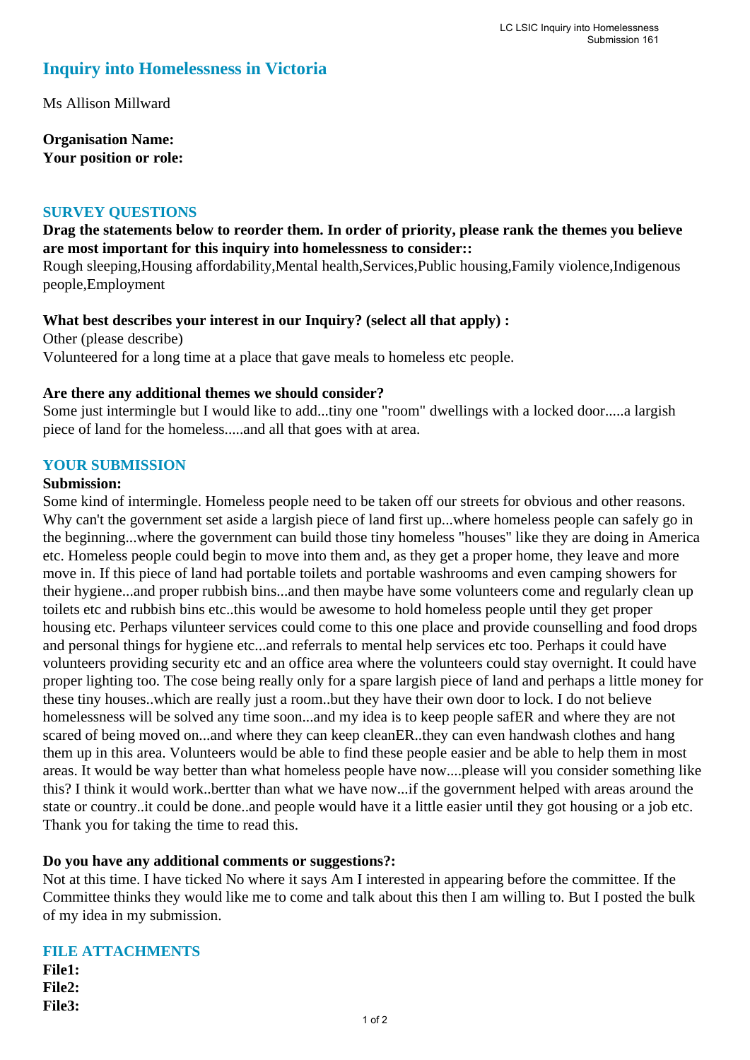# Inquiry into Homelessness in Victoria

Ms Allison Millward

**Organisation Name:**
**Your position or role:**

## SURVEY QUESTIONS

**Drag the statements below to reorder them. In order of priority, please rank the themes you believe are most important for this inquiry into homelessness to consider::**

Rough sleeping,Housing affordability,Mental health,Services,Public housing,Family violence,Indigenous people,Employment

**What best describes your interest in our Inquiry? (select all that apply) :**

Other (please describe)

Volunteered for a long time at a place that gave meals to homeless etc people.

**Are there any additional themes we should consider?**

Some just intermingle but I would like to add...tiny one "room" dwellings with a locked door.....a largish piece of land for the homeless.....and all that goes with at area.

## YOUR SUBMISSION

**Submission:**

Some kind of intermingle. Homeless people need to be taken off our streets for obvious and other reasons. Why can't the government set aside a largish piece of land first up...where homeless people can safely go in the beginning...where the government can build those tiny homeless "houses" like they are doing in America etc. Homeless people could begin to move into them and, as they get a proper home, they leave and more move in. If this piece of land had portable toilets and portable washrooms and even camping showers for their hygiene...and proper rubbish bins...and then maybe have some volunteers come and regularly clean up toilets etc and rubbish bins etc..this would be awesome to hold homeless people until they get proper housing etc. Perhaps vilunteer services could come to this one place and provide counselling and food drops and personal things for hygiene etc...and referrals to mental help services etc too. Perhaps it could have volunteers providing security etc and an office area where the volunteers could stay overnight. It could have proper lighting too. The cose being really only for a spare largish piece of land and perhaps a little money for these tiny houses..which are really just a room..but they have their own door to lock. I do not believe homelessness will be solved any time soon...and my idea is to keep people safER and where they are not scared of being moved on...and where they can keep cleanER..they can even handwash clothes and hang them up in this area. Volunteers would be able to find these people easier and be able to help them in most areas. It would be way better than what homeless people have now....please will you consider something like this? I think it would work..bertter than what we have now...if the government helped with areas around the state or country..it could be done..and people would have it a little easier until they got housing or a job etc. Thank you for taking the time to read this.

**Do you have any additional comments or suggestions?:**

Not at this time. I have ticked No where it says Am I interested in appearing before the committee. If the Committee thinks they would like me to come and talk about this then I am willing to. But I posted the bulk of my idea in my submission.

## FILE ATTACHMENTS

**File1:**
**File2:**
**File3:**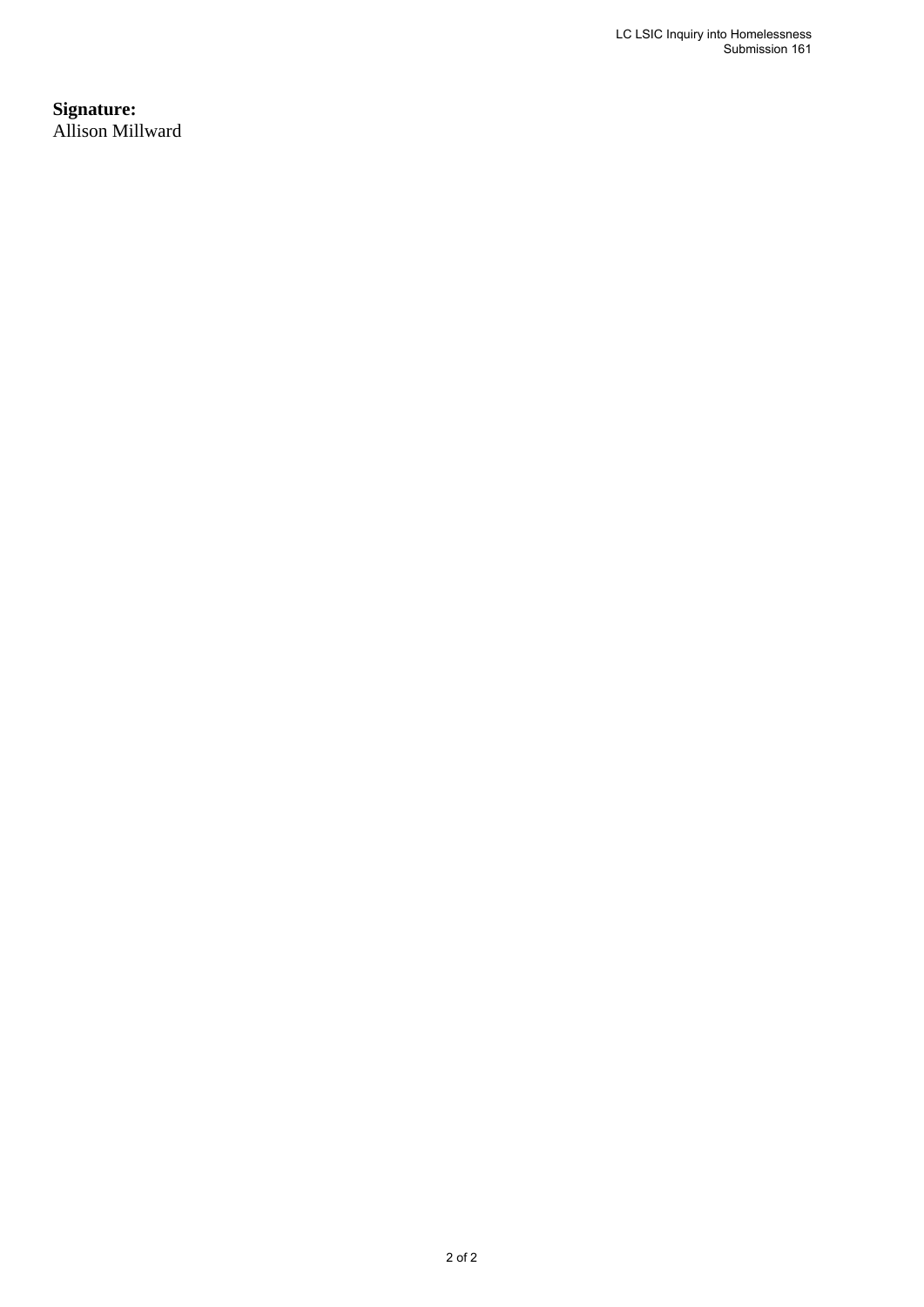**Signature:**
Allison Millward